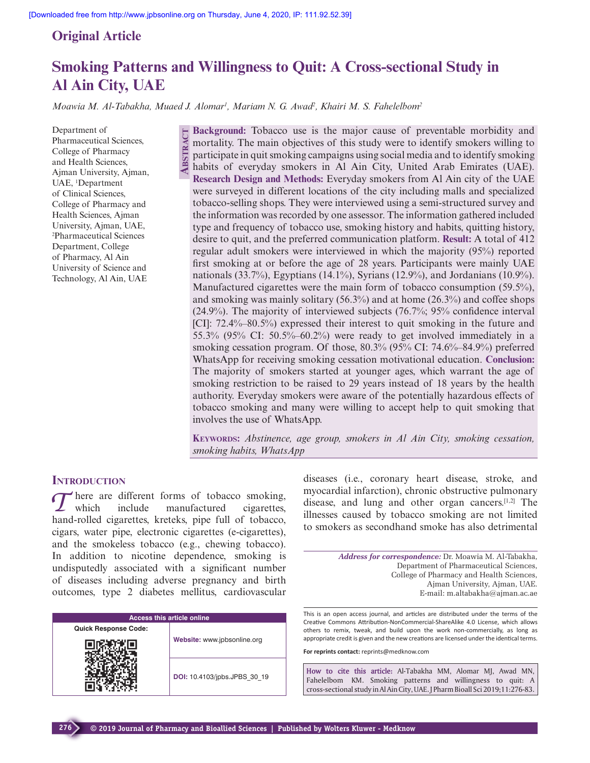Original Article

# Smoking Patterns and Willingness to Quit: A Cross-sectional Study in Al Ain City, UAE

*Moawia M. Al-Tabakha, Muaed J. Alomar[1], Mariam N. G. Awad[2], Khairi M. S. Fahelelbom[2]*

Department of Pharmaceutical Sciences, College of Pharmacy and Health Sciences, Ajman University, Ajman, UAE, [1]Department of Clinical Sciences, College of Pharmacy and Health Sciences, Ajman University, Ajman, UAE, [2]Pharmaceutical Sciences Department, College of Pharmacy, Al Ain University of Science and Technology, Al Ain, UAE

## Abstract

**Background:** Tobacco use is the major cause of preventable morbidity and mortality. The main objectives of this study were to identify smokers willing to participate in quit smoking campaigns using social media and to identify smoking habits of everyday smokers in Al Ain City, United Arab Emirates (UAE). **Research Design and Methods:** Everyday smokers from Al Ain city of the UAE were surveyed in different locations of the city including malls and specialized tobacco-selling shops. They were interviewed using a semi-structured survey and the information was recorded by one assessor. The information gathered included type and frequency of tobacco use, smoking history and habits, quitting history, desire to quit, and the preferred communication platform. **Result:** A total of 412 regular adult smokers were interviewed in which the majority (95%) reported first smoking at or before the age of 28 years. Participants were mainly UAE nationals (33.7%), Egyptians (14.1%), Syrians (12.9%), and Jordanians (10.9%). Manufactured cigarettes were the main form of tobacco consumption (59.5%), and smoking was mainly solitary (56.3%) and at home (26.3%) and coffee shops (24.9%). The majority of interviewed subjects (76.7%; 95% confidence interval [CI]: 72.4%–80.5%) expressed their interest to quit smoking in the future and 55.3% (95% CI: 50.5%–60.2%) were ready to get involved immediately in a smoking cessation program. Of those, 80.3% (95% CI: 74.6%–84.9%) preferred WhatsApp for receiving smoking cessation motivational education. **Conclusion:** The majority of smokers started at younger ages, which warrant the age of smoking restriction to be raised to 29 years instead of 18 years by the health authority. Everyday smokers were aware of the potentially hazardous effects of tobacco smoking and many were willing to accept help to quit smoking that involves the use of WhatsApp.

**Keywords:** *Abstinence, age group, smokers in Al Ain City, smoking cessation, smoking habits, WhatsApp*

## Introduction

There are different forms of tobacco smoking, which include manufactured cigarettes, hand-rolled cigarettes, kreteks, pipe full of tobacco, cigars, water pipe, electronic cigarettes (e-cigarettes), and the smokeless tobacco (e.g., chewing tobacco). In addition to nicotine dependence, smoking is undisputedly associated with a significant number of diseases including adverse pregnancy and birth outcomes, type 2 diabetes mellitus, cardiovascular diseases (i.e., coronary heart disease, stroke, and myocardial infarction), chronic obstructive pulmonary disease, and lung and other organ cancers.[1,2] The illnesses caused by tobacco smoking are not limited to smokers as secondhand smoke has also detrimental

*Address for correspondence:* Dr. Moawia M. Al-Tabakha, Department of Pharmaceutical Sciences, College of Pharmacy and Health Sciences, Ajman University, Ajman, UAE. E-mail: m.altabakha@ajman.ac.ae

| Access this article online | |
|---|---|
| Quick Response Code: | Website: www.jpbsonline.org |
| | DOI: 10.4103/jpbs.JPBS_30_19 |

This is an open access journal, and articles are distributed under the terms of the Creative Commons Attribution-NonCommercial-ShareAlike 4.0 License, which allows others to remix, tweak, and build upon the work non-commercially, as long as appropriate credit is given and the new creations are licensed under the identical terms.

**For reprints contact:** reprints@medknow.com

**How to cite this article:** Al-Tabakha MM, Alomar MJ, Awad MN, Fahelelbom KM. Smoking patterns and willingness to quit: A cross-sectional study in Al Ain City, UAE. J Pharm Bioall Sci 2019;11:276-83.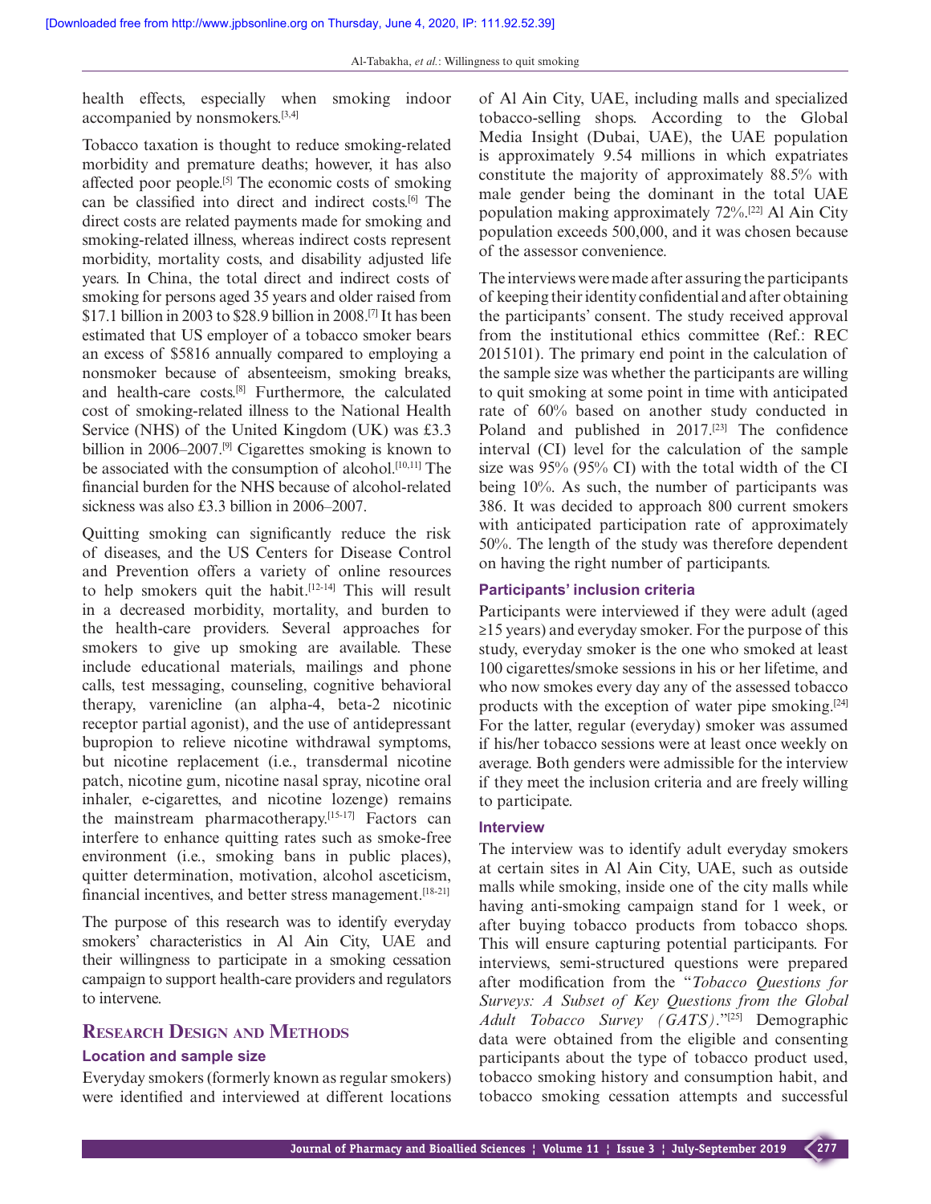health effects, especially when smoking indoor accompanied by nonsmokers.[3,4]

Tobacco taxation is thought to reduce smoking-related morbidity and premature deaths; however, it has also affected poor people.[5] The economic costs of smoking can be classified into direct and indirect costs.[6] The direct costs are related payments made for smoking and smoking-related illness, whereas indirect costs represent morbidity, mortality costs, and disability adjusted life years. In China, the total direct and indirect costs of smoking for persons aged 35 years and older raised from \$17.1 billion in 2003 to \$28.9 billion in 2008.[7] It has been estimated that US employer of a tobacco smoker bears an excess of \$5816 annually compared to employing a nonsmoker because of absenteeism, smoking breaks, and health-care costs.[8] Furthermore, the calculated cost of smoking-related illness to the National Health Service (NHS) of the United Kingdom (UK) was £3.3 billion in 2006–2007.[9] Cigarettes smoking is known to be associated with the consumption of alcohol.[10,11] The financial burden for the NHS because of alcohol-related sickness was also £3.3 billion in 2006–2007.

Quitting smoking can significantly reduce the risk of diseases, and the US Centers for Disease Control and Prevention offers a variety of online resources to help smokers quit the habit.[12-14] This will result in a decreased morbidity, mortality, and burden to the health-care providers. Several approaches for smokers to give up smoking are available. These include educational materials, mailings and phone calls, test messaging, counseling, cognitive behavioral therapy, varenicline (an alpha-4, beta-2 nicotinic receptor partial agonist), and the use of antidepressant bupropion to relieve nicotine withdrawal symptoms, but nicotine replacement (i.e., transdermal nicotine patch, nicotine gum, nicotine nasal spray, nicotine oral inhaler, e-cigarettes, and nicotine lozenge) remains the mainstream pharmacotherapy.[15-17] Factors can interfere to enhance quitting rates such as smoke-free environment (i.e., smoking bans in public places), quitter determination, motivation, alcohol asceticism, financial incentives, and better stress management.[18-21]

The purpose of this research was to identify everyday smokers' characteristics in Al Ain City, UAE and their willingness to participate in a smoking cessation campaign to support health-care providers and regulators to intervene.

## Research Design and Methods

### Location and sample size

Everyday smokers (formerly known as regular smokers) were identified and interviewed at different locations of Al Ain City, UAE, including malls and specialized tobacco-selling shops. According to the Global Media Insight (Dubai, UAE), the UAE population is approximately 9.54 millions in which expatriates constitute the majority of approximately 88.5% with male gender being the dominant in the total UAE population making approximately 72%.[22] Al Ain City population exceeds 500,000, and it was chosen because of the assessor convenience.

The interviews were made after assuring the participants of keeping their identity confidential and after obtaining the participants' consent. The study received approval from the institutional ethics committee (Ref.: REC 2015101). The primary end point in the calculation of the sample size was whether the participants are willing to quit smoking at some point in time with anticipated rate of 60% based on another study conducted in Poland and published in 2017.[23] The confidence interval (CI) level for the calculation of the sample size was 95% (95% CI) with the total width of the CI being 10%. As such, the number of participants was 386. It was decided to approach 800 current smokers with anticipated participation rate of approximately 50%. The length of the study was therefore dependent on having the right number of participants.

### Participants' inclusion criteria

Participants were interviewed if they were adult (aged ≥15 years) and everyday smoker. For the purpose of this study, everyday smoker is the one who smoked at least 100 cigarettes/smoke sessions in his or her lifetime, and who now smokes every day any of the assessed tobacco products with the exception of water pipe smoking.[24] For the latter, regular (everyday) smoker was assumed if his/her tobacco sessions were at least once weekly on average. Both genders were admissible for the interview if they meet the inclusion criteria and are freely willing to participate.

### Interview

The interview was to identify adult everyday smokers at certain sites in Al Ain City, UAE, such as outside malls while smoking, inside one of the city malls while having anti-smoking campaign stand for 1 week, or after buying tobacco products from tobacco shops. This will ensure capturing potential participants. For interviews, semi-structured questions were prepared after modification from the "*Tobacco Questions for Surveys: A Subset of Key Questions from the Global Adult Tobacco Survey (GATS).*"[25] Demographic data were obtained from the eligible and consenting participants about the type of tobacco product used, tobacco smoking history and consumption habit, and tobacco smoking cessation attempts and successful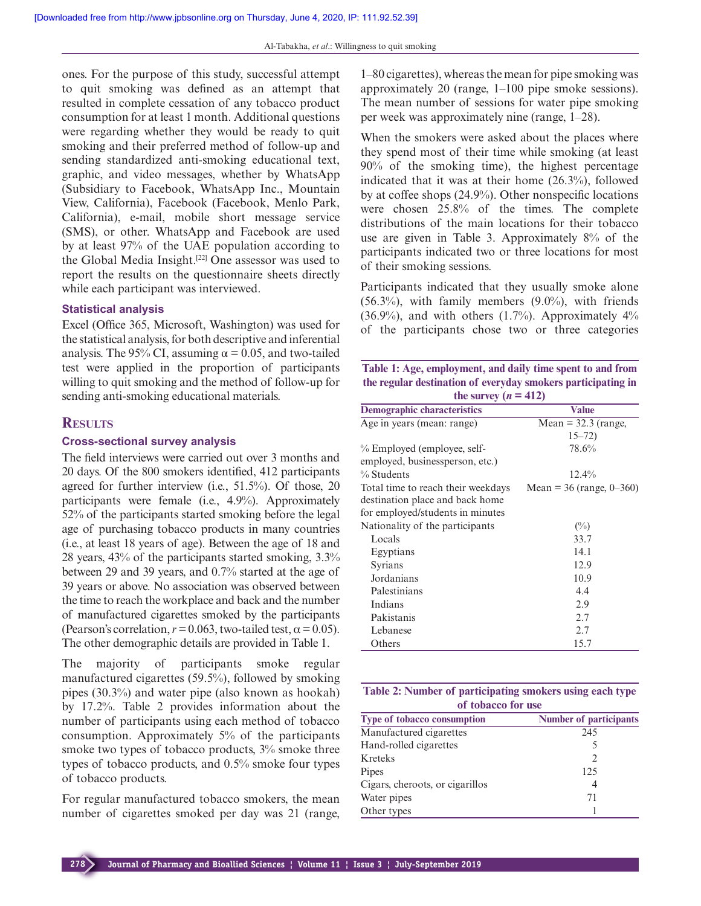ones. For the purpose of this study, successful attempt to quit smoking was defined as an attempt that resulted in complete cessation of any tobacco product consumption for at least 1 month. Additional questions were regarding whether they would be ready to quit smoking and their preferred method of follow-up and sending standardized anti-smoking educational text, graphic, and video messages, whether by WhatsApp (Subsidiary to Facebook, WhatsApp Inc., Mountain View, California), Facebook (Facebook, Menlo Park, California), e-mail, mobile short message service (SMS), or other. WhatsApp and Facebook are used by at least 97% of the UAE population according to the Global Media Insight.[22] One assessor was used to report the results on the questionnaire sheets directly while each participant was interviewed.

### Statistical analysis

Excel (Office 365, Microsoft, Washington) was used for the statistical analysis, for both descriptive and inferential analysis. The 95% CI, assuming $\alpha = 0.05$, and two-tailed test were applied in the proportion of participants willing to quit smoking and the method of follow-up for sending anti-smoking educational materials.

## Results

### Cross-sectional survey analysis

The field interviews were carried out over 3 months and 20 days. Of the 800 smokers identified, 412 participants agreed for further interview (i.e., 51.5%). Of those, 20 participants were female (i.e., 4.9%). Approximately 52% of the participants started smoking before the legal age of purchasing tobacco products in many countries (i.e., at least 18 years of age). Between the age of 18 and 28 years, 43% of the participants started smoking, 3.3% between 29 and 39 years, and 0.7% started at the age of 39 years or above. No association was observed between the time to reach the workplace and back and the number of manufactured cigarettes smoked by the participants (Pearson's correlation, $r = 0.063$, two-tailed test, $\alpha = 0.05$). The other demographic details are provided in Table 1.

The majority of participants smoke regular manufactured cigarettes (59.5%), followed by smoking pipes (30.3%) and water pipe (also known as hookah) by 17.2%. Table 2 provides information about the number of participants using each method of tobacco consumption. Approximately 5% of the participants smoke two types of tobacco products, 3% smoke three types of tobacco products, and 0.5% smoke four types of tobacco products.

For regular manufactured tobacco smokers, the mean number of cigarettes smoked per day was 21 (range, 1–80 cigarettes), whereas the mean for pipe smoking was approximately 20 (range, 1–100 pipe smoke sessions). The mean number of sessions for water pipe smoking per week was approximately nine (range, 1–28).

When the smokers were asked about the places where they spend most of their time while smoking (at least 90% of the smoking time), the highest percentage indicated that it was at their home (26.3%), followed by at coffee shops (24.9%). Other nonspecific locations were chosen 25.8% of the times. The complete distributions of the main locations for their tobacco use are given in Table 3. Approximately 8% of the participants indicated two or three locations for most of their smoking sessions.

Participants indicated that they usually smoke alone (56.3%), with family members (9.0%), with friends (36.9%), and with others (1.7%). Approximately 4% of the participants chose two or three categories

**Table 1: Age, employment, and daily time spent to and from the regular destination of everyday smokers participating in the survey ($n = 412$)**

| Demographic characteristics | Value |
|---|---|
| Age in years (mean: range) | Mean = 32.3 (range, 15–72) |
| % Employed (employee, self-employed, businessperson, etc.) | 78.6% |
| % Students | 12.4% |
| Total time to reach their weekdays destination place and back home for employed/students in minutes | Mean = 36 (range, 0–360) |
| Nationality of the participants | (%) |
| Locals | 33.7 |
| Egyptians | 14.1 |
| Syrians | 12.9 |
| Jordanians | 10.9 |
| Palestinians | 4.4 |
| Indians | 2.9 |
| Pakistanis | 2.7 |
| Lebanese | 2.7 |
| Others | 15.7 |

**Table 2: Number of participating smokers using each type of tobacco for use**

| Type of tobacco consumption | Number of participants |
|---|---|
| Manufactured cigarettes | 245 |
| Hand-rolled cigarettes | 5 |
| Kreteks | 2 |
| Pipes | 125 |
| Cigars, cheroots, or cigarillos | 4 |
| Water pipes | 71 |
| Other types | 1 |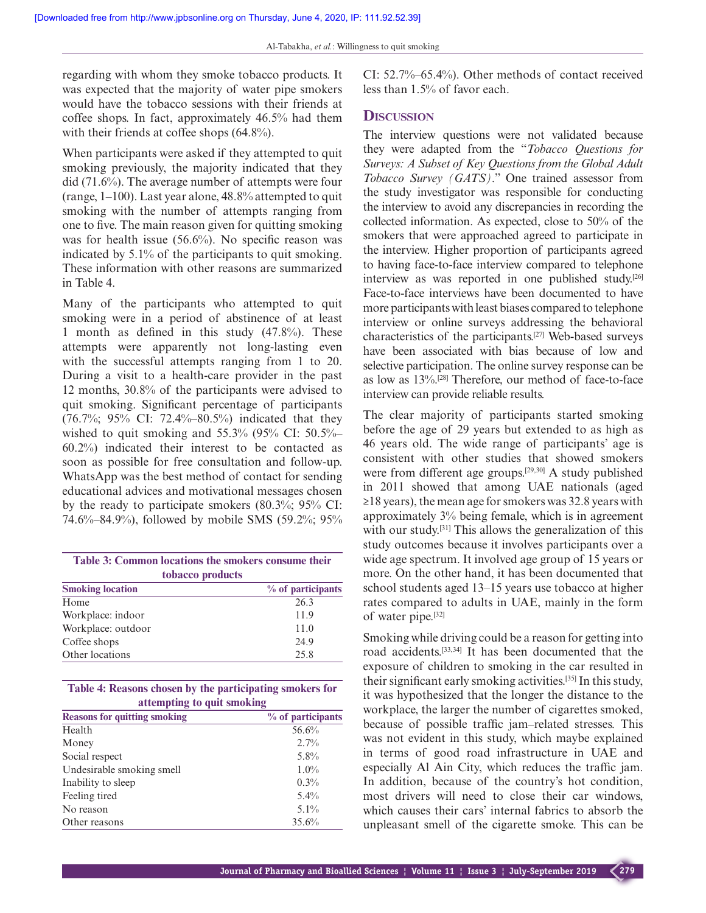regarding with whom they smoke tobacco products. It was expected that the majority of water pipe smokers would have the tobacco sessions with their friends at coffee shops. In fact, approximately 46.5% had them with their friends at coffee shops (64.8%).

When participants were asked if they attempted to quit smoking previously, the majority indicated that they did (71.6%). The average number of attempts were four (range, 1–100). Last year alone, 48.8% attempted to quit smoking with the number of attempts ranging from one to five. The main reason given for quitting smoking was for health issue (56.6%). No specific reason was indicated by 5.1% of the participants to quit smoking. These information with other reasons are summarized in Table 4.

Many of the participants who attempted to quit smoking were in a period of abstinence of at least 1 month as defined in this study (47.8%). These attempts were apparently not long-lasting even with the successful attempts ranging from 1 to 20. During a visit to a health-care provider in the past 12 months, 30.8% of the participants were advised to quit smoking. Significant percentage of participants (76.7%; 95% CI: 72.4%–80.5%) indicated that they wished to quit smoking and 55.3% (95% CI: 50.5%–60.2%) indicated their interest to be contacted as soon as possible for free consultation and follow-up. WhatsApp was the best method of contact for sending educational advices and motivational messages chosen by the ready to participate smokers (80.3%; 95% CI: 74.6%–84.9%), followed by mobile SMS (59.2%; 95% CI: 52.7%–65.4%). Other methods of contact received less than 1.5% of favor each.

**Table 3: Common locations the smokers consume their tobacco products**

| Smoking location | % of participants |
|---|---|
| Home | 26.3 |
| Workplace: indoor | 11.9 |
| Workplace: outdoor | 11.0 |
| Coffee shops | 24.9 |
| Other locations | 25.8 |

**Table 4: Reasons chosen by the participating smokers for attempting to quit smoking**

| Reasons for quitting smoking | % of participants |
|---|---|
| Health | 56.6% |
| Money | 2.7% |
| Social respect | 5.8% |
| Undesirable smoking smell | 1.0% |
| Inability to sleep | 0.3% |
| Feeling tired | 5.4% |
| No reason | 5.1% |
| Other reasons | 35.6% |

## Discussion

The interview questions were not validated because they were adapted from the "*Tobacco Questions for Surveys: A Subset of Key Questions from the Global Adult Tobacco Survey (GATS)*." One trained assessor from the study investigator was responsible for conducting the interview to avoid any discrepancies in recording the collected information. As expected, close to 50% of the smokers that were approached agreed to participate in the interview. Higher proportion of participants agreed to having face-to-face interview compared to telephone interview as was reported in one published study.[26] Face-to-face interviews have been documented to have more participants with least biases compared to telephone interview or online surveys addressing the behavioral characteristics of the participants.[27] Web-based surveys have been associated with bias because of low and selective participation. The online survey response can be as low as 13%.[28] Therefore, our method of face-to-face interview can provide reliable results.

The clear majority of participants started smoking before the age of 29 years but extended to as high as 46 years old. The wide range of participants' age is consistent with other studies that showed smokers were from different age groups.[29,30] A study published in 2011 showed that among UAE nationals (aged ≥18 years), the mean age for smokers was 32.8 years with approximately 3% being female, which is in agreement with our study.[31] This allows the generalization of this study outcomes because it involves participants over a wide age spectrum. It involved age group of 15 years or more. On the other hand, it has been documented that school students aged 13–15 years use tobacco at higher rates compared to adults in UAE, mainly in the form of water pipe.[32]

Smoking while driving could be a reason for getting into road accidents.[33,34] It has been documented that the exposure of children to smoking in the car resulted in their significant early smoking activities.[35] In this study, it was hypothesized that the longer the distance to the workplace, the larger the number of cigarettes smoked, because of possible traffic jam–related stresses. This was not evident in this study, which maybe explained in terms of good road infrastructure in UAE and especially Al Ain City, which reduces the traffic jam. In addition, because of the country's hot condition, most drivers will need to close their car windows, which causes their cars' internal fabrics to absorb the unpleasant smell of the cigarette smoke. This can be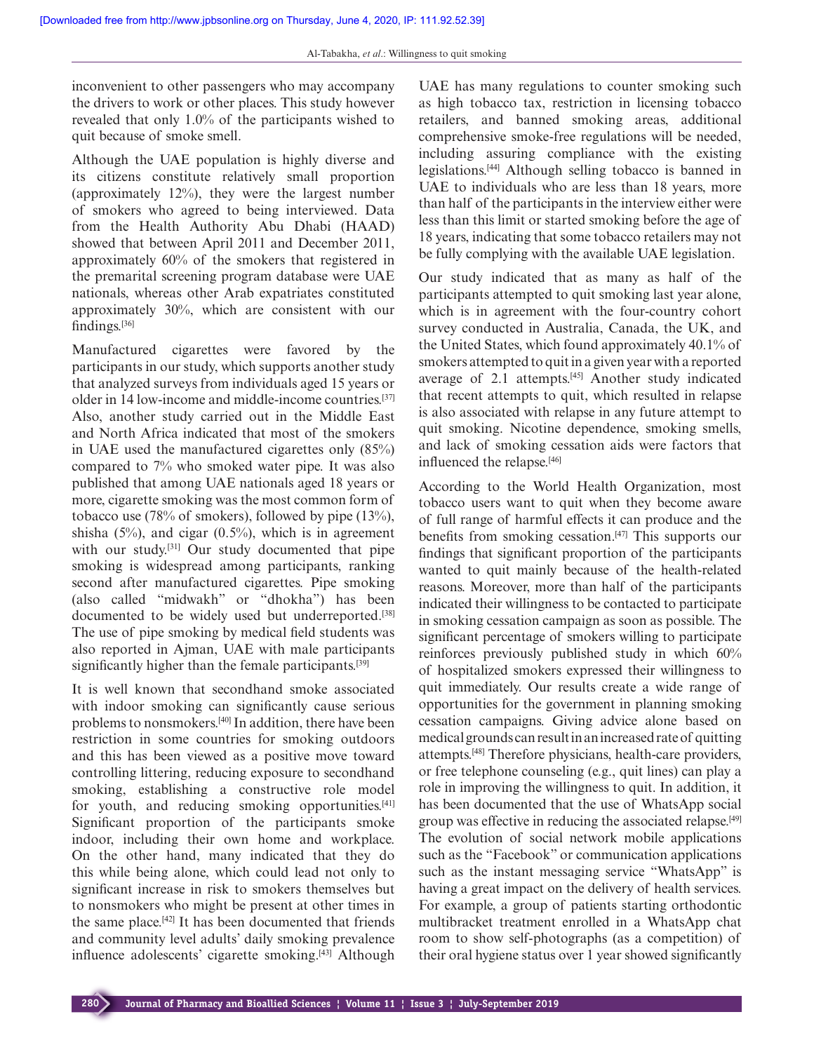inconvenient to other passengers who may accompany the drivers to work or other places. This study however revealed that only 1.0% of the participants wished to quit because of smoke smell.

Although the UAE population is highly diverse and its citizens constitute relatively small proportion (approximately 12%), they were the largest number of smokers who agreed to being interviewed. Data from the Health Authority Abu Dhabi (HAAD) showed that between April 2011 and December 2011, approximately 60% of the smokers that registered in the premarital screening program database were UAE nationals, whereas other Arab expatriates constituted approximately 30%, which are consistent with our findings.[36]

Manufactured cigarettes were favored by the participants in our study, which supports another study that analyzed surveys from individuals aged 15 years or older in 14 low-income and middle-income countries.[37] Also, another study carried out in the Middle East and North Africa indicated that most of the smokers in UAE used the manufactured cigarettes only (85%) compared to 7% who smoked water pipe. It was also published that among UAE nationals aged 18 years or more, cigarette smoking was the most common form of tobacco use (78% of smokers), followed by pipe (13%), shisha (5%), and cigar (0.5%), which is in agreement with our study.[31] Our study documented that pipe smoking is widespread among participants, ranking second after manufactured cigarettes. Pipe smoking (also called "midwakh" or "dhokha") has been documented to be widely used but underreported.[38] The use of pipe smoking by medical field students was also reported in Ajman, UAE with male participants significantly higher than the female participants.[39]

It is well known that secondhand smoke associated with indoor smoking can significantly cause serious problems to nonsmokers.[40] In addition, there have been restriction in some countries for smoking outdoors and this has been viewed as a positive move toward controlling littering, reducing exposure to secondhand smoking, establishing a constructive role model for youth, and reducing smoking opportunities.[41] Significant proportion of the participants smoke indoor, including their own home and workplace. On the other hand, many indicated that they do this while being alone, which could lead not only to significant increase in risk to smokers themselves but to nonsmokers who might be present at other times in the same place.[42] It has been documented that friends and community level adults' daily smoking prevalence influence adolescents' cigarette smoking.[43] Although UAE has many regulations to counter smoking such as high tobacco tax, restriction in licensing tobacco retailers, and banned smoking areas, additional comprehensive smoke-free regulations will be needed, including assuring compliance with the existing legislations.[44] Although selling tobacco is banned in UAE to individuals who are less than 18 years, more than half of the participants in the interview either were less than this limit or started smoking before the age of 18 years, indicating that some tobacco retailers may not be fully complying with the available UAE legislation.

Our study indicated that as many as half of the participants attempted to quit smoking last year alone, which is in agreement with the four-country cohort survey conducted in Australia, Canada, the UK, and the United States, which found approximately 40.1% of smokers attempted to quit in a given year with a reported average of 2.1 attempts.[45] Another study indicated that recent attempts to quit, which resulted in relapse is also associated with relapse in any future attempt to quit smoking. Nicotine dependence, smoking smells, and lack of smoking cessation aids were factors that influenced the relapse.[46]

According to the World Health Organization, most tobacco users want to quit when they become aware of full range of harmful effects it can produce and the benefits from smoking cessation.[47] This supports our findings that significant proportion of the participants wanted to quit mainly because of the health-related reasons. Moreover, more than half of the participants indicated their willingness to be contacted to participate in smoking cessation campaign as soon as possible. The significant percentage of smokers willing to participate reinforces previously published study in which 60% of hospitalized smokers expressed their willingness to quit immediately. Our results create a wide range of opportunities for the government in planning smoking cessation campaigns. Giving advice alone based on medical grounds can result in an increased rate of quitting attempts.[48] Therefore physicians, health-care providers, or free telephone counseling (e.g., quit lines) can play a role in improving the willingness to quit. In addition, it has been documented that the use of WhatsApp social group was effective in reducing the associated relapse.[49] The evolution of social network mobile applications such as the "Facebook" or communication applications such as the instant messaging service "WhatsApp" is having a great impact on the delivery of health services. For example, a group of patients starting orthodontic multibracket treatment enrolled in a WhatsApp chat room to show self-photographs (as a competition) of their oral hygiene status over 1 year showed significantly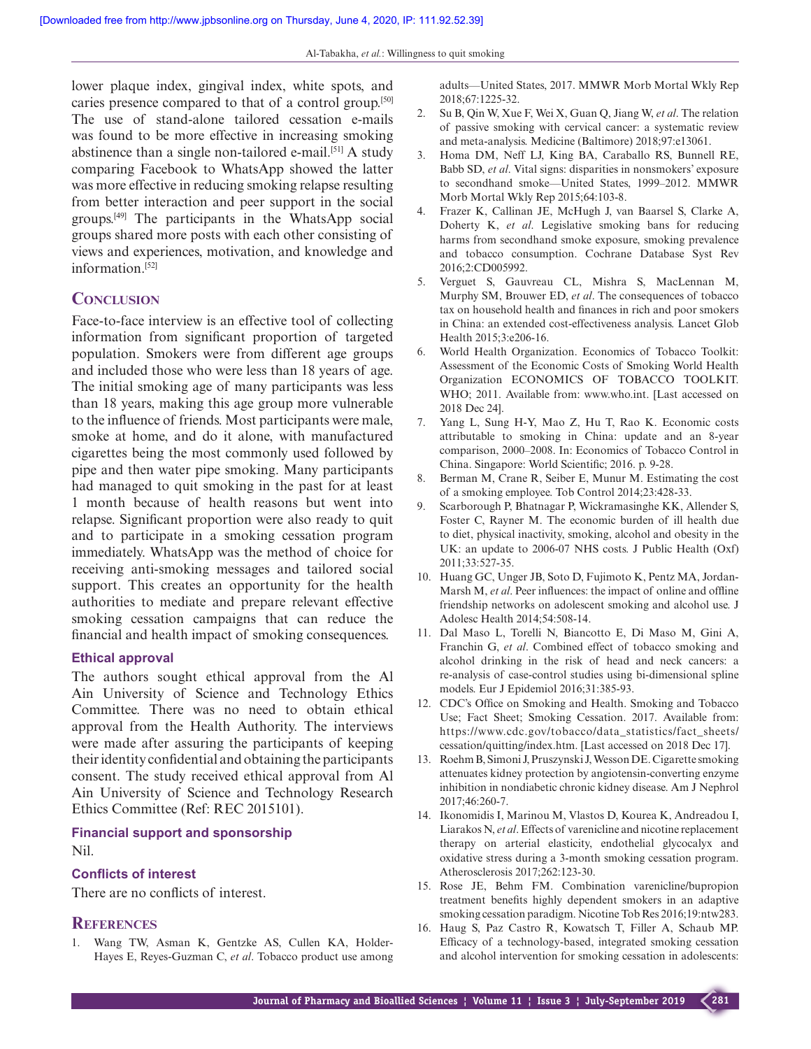lower plaque index, gingival index, white spots, and caries presence compared to that of a control group.[50] The use of stand-alone tailored cessation e-mails was found to be more effective in increasing smoking abstinence than a single non-tailored e-mail.[51] A study comparing Facebook to WhatsApp showed the latter was more effective in reducing smoking relapse resulting from better interaction and peer support in the social groups.[49] The participants in the WhatsApp social groups shared more posts with each other consisting of views and experiences, motivation, and knowledge and information.[52]

## Conclusion

Face-to-face interview is an effective tool of collecting information from significant proportion of targeted population. Smokers were from different age groups and included those who were less than 18 years of age. The initial smoking age of many participants was less than 18 years, making this age group more vulnerable to the influence of friends. Most participants were male, smoke at home, and do it alone, with manufactured cigarettes being the most commonly used followed by pipe and then water pipe smoking. Many participants had managed to quit smoking in the past for at least 1 month because of health reasons but went into relapse. Significant proportion were also ready to quit and to participate in a smoking cessation program immediately. WhatsApp was the method of choice for receiving anti-smoking messages and tailored social support. This creates an opportunity for the health authorities to mediate and prepare relevant effective smoking cessation campaigns that can reduce the financial and health impact of smoking consequences.

### Ethical approval

The authors sought ethical approval from the Al Ain University of Science and Technology Ethics Committee. There was no need to obtain ethical approval from the Health Authority. The interviews were made after assuring the participants of keeping their identity confidential and obtaining the participants consent. The study received ethical approval from Al Ain University of Science and Technology Research Ethics Committee (Ref: REC 2015101).

### Financial support and sponsorship

Nil.

### Conflicts of interest

There are no conflicts of interest.

## References

1. Wang TW, Asman K, Gentzke AS, Cullen KA, Holder-Hayes E, Reyes-Guzman C, *et al*. Tobacco product use among adults—United States, 2017. MMWR Morb Mortal Wkly Rep 2018;67:1225-32.
2. Su B, Qin W, Xue F, Wei X, Guan Q, Jiang W, *et al*. The relation of passive smoking with cervical cancer: a systematic review and meta-analysis. Medicine (Baltimore) 2018;97:e13061.
3. Homa DM, Neff LJ, King BA, Caraballo RS, Bunnell RE, Babb SD, *et al*. Vital signs: disparities in nonsmokers' exposure to secondhand smoke—United States, 1999–2012. MMWR Morb Mortal Wkly Rep 2015;64:103-8.
4. Frazer K, Callinan JE, McHugh J, van Baarsel S, Clarke A, Doherty K, *et al*. Legislative smoking bans for reducing harms from secondhand smoke exposure, smoking prevalence and tobacco consumption. Cochrane Database Syst Rev 2016;2:CD005992.
5. Verguet S, Gauvreau CL, Mishra S, MacLennan M, Murphy SM, Brouwer ED, *et al*. The consequences of tobacco tax on household health and finances in rich and poor smokers in China: an extended cost-effectiveness analysis. Lancet Glob Health 2015;3:e206-16.
6. World Health Organization. Economics of Tobacco Toolkit: Assessment of the Economic Costs of Smoking World Health Organization ECONOMICS OF TOBACCO TOOLKIT. WHO; 2011. Available from: www.who.int. [Last accessed on 2018 Dec 24].
7. Yang L, Sung H-Y, Mao Z, Hu T, Rao K. Economic costs attributable to smoking in China: update and an 8-year comparison, 2000–2008. In: Economics of Tobacco Control in China. Singapore: World Scientific; 2016. p. 9-28.
8. Berman M, Crane R, Seiber E, Munur M. Estimating the cost of a smoking employee. Tob Control 2014;23:428-33.
9. Scarborough P, Bhatnagar P, Wickramasinghe KK, Allender S, Foster C, Rayner M. The economic burden of ill health due to diet, physical inactivity, smoking, alcohol and obesity in the UK: an update to 2006-07 NHS costs. J Public Health (Oxf) 2011;33:527-35.
10. Huang GC, Unger JB, Soto D, Fujimoto K, Pentz MA, Jordan-Marsh M, *et al*. Peer influences: the impact of online and offline friendship networks on adolescent smoking and alcohol use. J Adolesc Health 2014;54:508-14.
11. Dal Maso L, Torelli N, Biancotto E, Di Maso M, Gini A, Franchin G, *et al*. Combined effect of tobacco smoking and alcohol drinking in the risk of head and neck cancers: a re-analysis of case-control studies using bi-dimensional spline models. Eur J Epidemiol 2016;31:385-93.
12. CDC's Office on Smoking and Health. Smoking and Tobacco Use; Fact Sheet; Smoking Cessation. 2017. Available from: https://www.cdc.gov/tobacco/data_statistics/fact_sheets/cessation/quitting/index.htm. [Last accessed on 2018 Dec 17].
13. Roehm B, Simoni J, Pruszynski J, Wesson DE. Cigarette smoking attenuates kidney protection by angiotensin-converting enzyme inhibition in nondiabetic chronic kidney disease. Am J Nephrol 2017;46:260-7.
14. Ikonomidis I, Marinou M, Vlastos D, Kourea K, Andreadou I, Liarakos N, *et al*. Effects of varenicline and nicotine replacement therapy on arterial elasticity, endothelial glycocalyx and oxidative stress during a 3-month smoking cessation program. Atherosclerosis 2017;262:123-30.
15. Rose JE, Behm FM. Combination varenicline/bupropion treatment benefits highly dependent smokers in an adaptive smoking cessation paradigm. Nicotine Tob Res 2016;19:ntw283.
16. Haug S, Paz Castro R, Kowatsch T, Filler A, Schaub MP. Efficacy of a technology-based, integrated smoking cessation and alcohol intervention for smoking cessation in adolescents: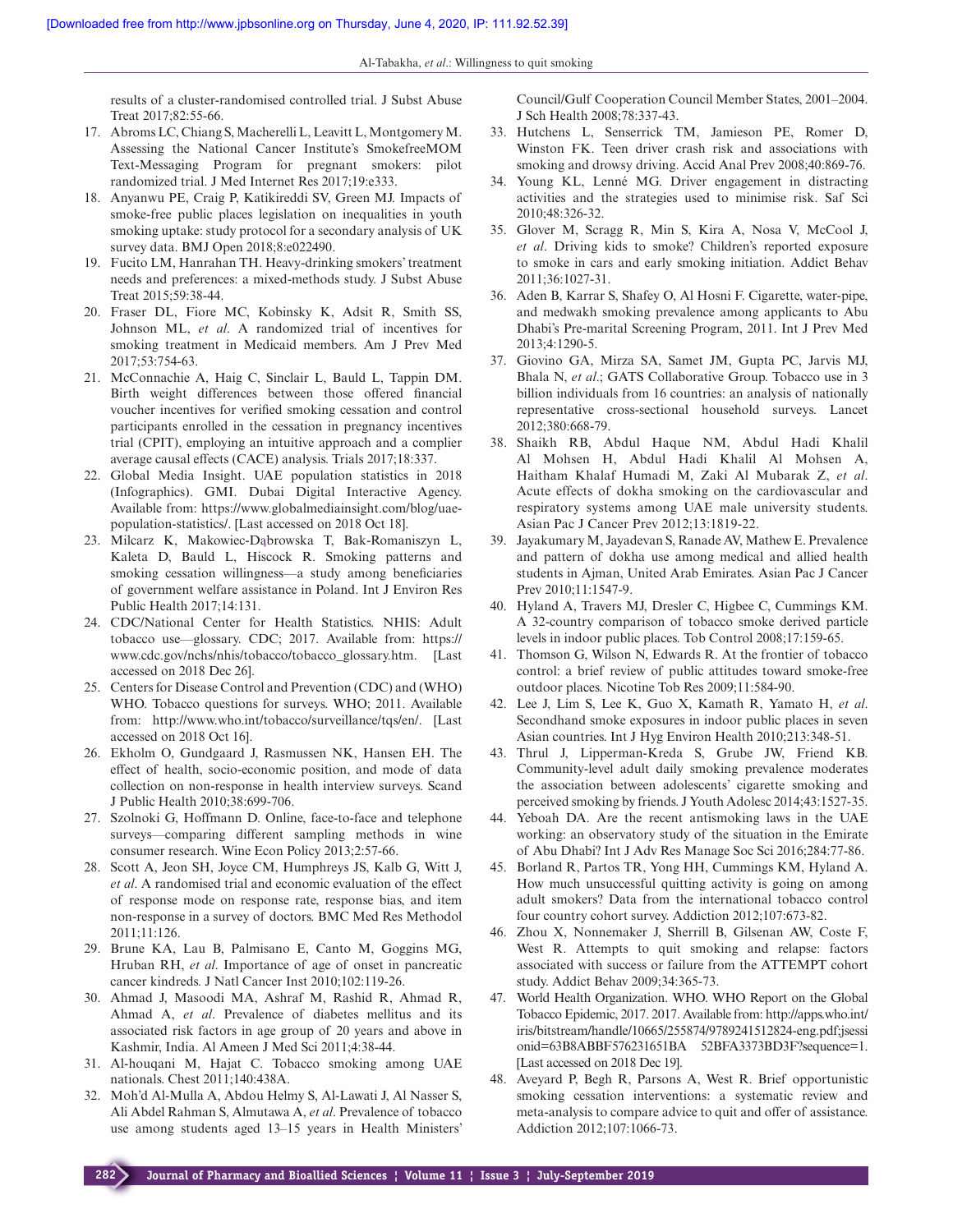results of a cluster-randomised controlled trial. J Subst Abuse Treat 2017;82:55-66.

17. Abroms LC, Chiang S, Macherelli L, Leavitt L, Montgomery M. Assessing the National Cancer Institute's SmokefreeMOM Text-Messaging Program for pregnant smokers: pilot randomized trial. J Med Internet Res 2017;19:e333.
18. Anyanwu PE, Craig P, Katikireddi SV, Green MJ. Impacts of smoke-free public places legislation on inequalities in youth smoking uptake: study protocol for a secondary analysis of UK survey data. BMJ Open 2018;8:e022490.
19. Fucito LM, Hanrahan TH. Heavy-drinking smokers' treatment needs and preferences: a mixed-methods study. J Subst Abuse Treat 2015;59:38-44.
20. Fraser DL, Fiore MC, Kobinsky K, Adsit R, Smith SS, Johnson ML, *et al*. A randomized trial of incentives for smoking treatment in Medicaid members. Am J Prev Med 2017;53:754-63.
21. McConnachie A, Haig C, Sinclair L, Bauld L, Tappin DM. Birth weight differences between those offered financial voucher incentives for verified smoking cessation and control participants enrolled in the cessation in pregnancy incentives trial (CPIT), employing an intuitive approach and a complier average causal effects (CACE) analysis. Trials 2017;18:337.
22. Global Media Insight. UAE population statistics in 2018 (Infographics). GMI. Dubai Digital Interactive Agency. Available from: https://www.globalmediainsight.com/blog/uae-population-statistics/. [Last accessed on 2018 Oct 18].
23. Milcarz K, Makowiec-Dąbrowska T, Bak-Romaniszyn L, Kaleta D, Bauld L, Hiscock R. Smoking patterns and smoking cessation willingness—a study among beneficiaries of government welfare assistance in Poland. Int J Environ Res Public Health 2017;14:131.
24. CDC/National Center for Health Statistics. NHIS: Adult tobacco use—glossary. CDC; 2017. Available from: https://www.cdc.gov/nchs/nhis/tobacco/tobacco_glossary.htm. [Last accessed on 2018 Dec 26].
25. Centers for Disease Control and Prevention (CDC) and (WHO) WHO. Tobacco questions for surveys. WHO; 2011. Available from: http://www.who.int/tobacco/surveillance/tqs/en/. [Last accessed on 2018 Oct 16].
26. Ekholm O, Gundgaard J, Rasmussen NK, Hansen EH. The effect of health, socio-economic position, and mode of data collection on non-response in health interview surveys. Scand J Public Health 2010;38:699-706.
27. Szolnoki G, Hoffmann D. Online, face-to-face and telephone surveys—comparing different sampling methods in wine consumer research. Wine Econ Policy 2013;2:57-66.
28. Scott A, Jeon SH, Joyce CM, Humphreys JS, Kalb G, Witt J, *et al*. A randomised trial and economic evaluation of the effect of response mode on response rate, response bias, and item non-response in a survey of doctors. BMC Med Res Methodol 2011;11:126.
29. Brune KA, Lau B, Palmisano E, Canto M, Goggins MG, Hruban RH, *et al*. Importance of age of onset in pancreatic cancer kindreds. J Natl Cancer Inst 2010;102:119-26.
30. Ahmad J, Masoodi MA, Ashraf M, Rashid R, Ahmad R, Ahmad A, *et al*. Prevalence of diabetes mellitus and its associated risk factors in age group of 20 years and above in Kashmir, India. Al Ameen J Med Sci 2011;4:38-44.
31. Al-houqani M, Hajat C. Tobacco smoking among UAE nationals. Chest 2011;140:438A.
32. Moh'd Al-Mulla A, Abdou Helmy S, Al-Lawati J, Al Nasser S, Ali Abdel Rahman S, Almutawa A, *et al*. Prevalence of tobacco use among students aged 13–15 years in Health Ministers' Council/Gulf Cooperation Council Member States, 2001–2004. J Sch Health 2008;78:337-43.
33. Hutchens L, Senserrick TM, Jamieson PE, Romer D, Winston FK. Teen driver crash risk and associations with smoking and drowsy driving. Accid Anal Prev 2008;40:869-76.
34. Young KL, Lenné MG. Driver engagement in distracting activities and the strategies used to minimise risk. Saf Sci 2010;48:326-32.
35. Glover M, Scragg R, Min S, Kira A, Nosa V, McCool J, *et al*. Driving kids to smoke? Children's reported exposure to smoke in cars and early smoking initiation. Addict Behav 2011;36:1027-31.
36. Aden B, Karrar S, Shafey O, Al Hosni F. Cigarette, water-pipe, and medwakh smoking prevalence among applicants to Abu Dhabi's Pre-marital Screening Program, 2011. Int J Prev Med 2013;4:1290-5.
37. Giovino GA, Mirza SA, Samet JM, Gupta PC, Jarvis MJ, Bhala N, *et al*.; GATS Collaborative Group. Tobacco use in 3 billion individuals from 16 countries: an analysis of nationally representative cross-sectional household surveys. Lancet 2012;380:668-79.
38. Shaikh RB, Abdul Haque NM, Abdul Hadi Khalil Al Mohsen H, Abdul Hadi Khalil Al Mohsen A, Haitham Khalaf Humadi M, Zaki Al Mubarak Z, *et al*. Acute effects of dokha smoking on the cardiovascular and respiratory systems among UAE male university students. Asian Pac J Cancer Prev 2012;13:1819-22.
39. Jayakumary M, Jayadevan S, Ranade AV, Mathew E. Prevalence and pattern of dokha use among medical and allied health students in Ajman, United Arab Emirates. Asian Pac J Cancer Prev 2010;11:1547-9.
40. Hyland A, Travers MJ, Dresler C, Higbee C, Cummings KM. A 32-country comparison of tobacco smoke derived particle levels in indoor public places. Tob Control 2008;17:159-65.
41. Thomson G, Wilson N, Edwards R. At the frontier of tobacco control: a brief review of public attitudes toward smoke-free outdoor places. Nicotine Tob Res 2009;11:584-90.
42. Lee J, Lim S, Lee K, Guo X, Kamath R, Yamato H, *et al*. Secondhand smoke exposures in indoor public places in seven Asian countries. Int J Hyg Environ Health 2010;213:348-51.
43. Thrul J, Lipperman-Kreda S, Grube JW, Friend KB. Community-level adult daily smoking prevalence moderates the association between adolescents' cigarette smoking and perceived smoking by friends. J Youth Adolesc 2014;43:1527-35.
44. Yeboah DA. Are the recent antismoking laws in the UAE working: an observatory study of the situation in the Emirate of Abu Dhabi? Int J Adv Res Manage Soc Sci 2016;284:77-86.
45. Borland R, Partos TR, Yong HH, Cummings KM, Hyland A. How much unsuccessful quitting activity is going on among adult smokers? Data from the international tobacco control four country cohort survey. Addiction 2012;107:673-82.
46. Zhou X, Nonnemaker J, Sherrill B, Gilsenan AW, Coste F, West R. Attempts to quit smoking and relapse: factors associated with success or failure from the ATTEMPT cohort study. Addict Behav 2009;34:365-73.
47. World Health Organization. WHO. WHO Report on the Global Tobacco Epidemic, 2017. 2017. Available from: http://apps.who.int/iris/bitstream/handle/10665/255874/9789241512824-eng.pdf;jsessionid=63B8ABBF576231651BA 52BFA3373BD3F?sequence=1. [Last accessed on 2018 Dec 19].
48. Aveyard P, Begh R, Parsons A, West R. Brief opportunistic smoking cessation interventions: a systematic review and meta-analysis to compare advice to quit and offer of assistance. Addiction 2012;107:1066-73.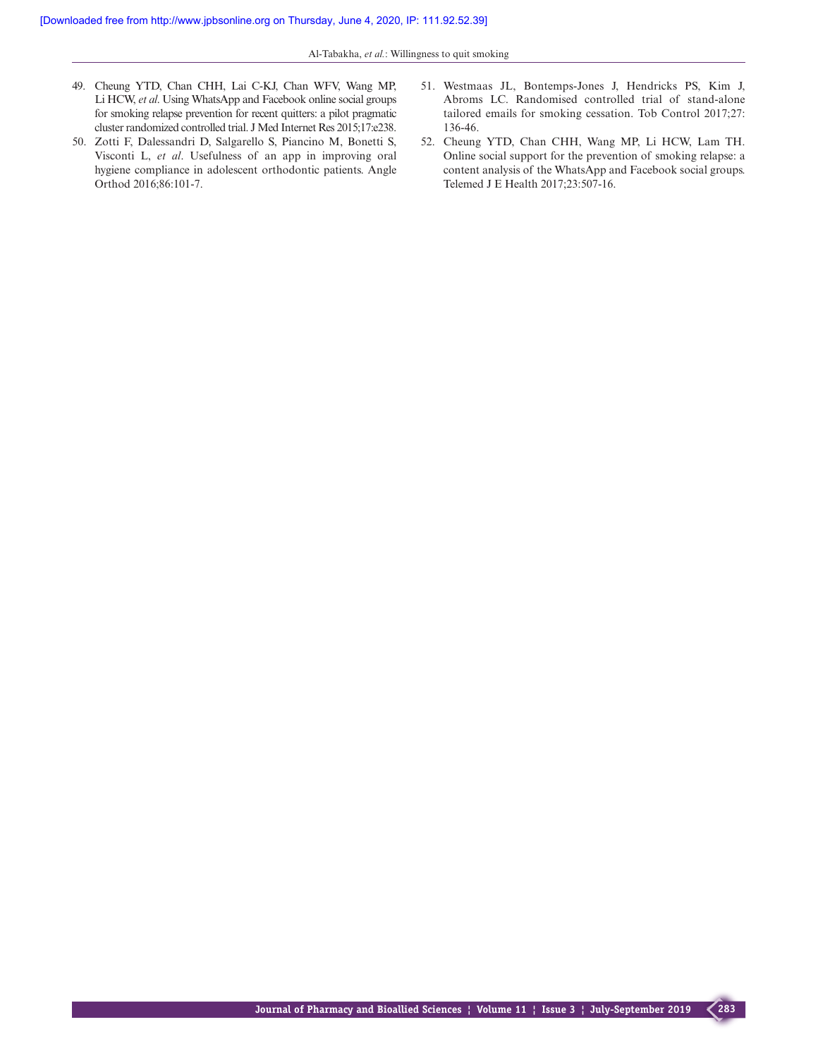49. Cheung YTD, Chan CHH, Lai C-KJ, Chan WFV, Wang MP, Li HCW, *et al*. Using WhatsApp and Facebook online social groups for smoking relapse prevention for recent quitters: a pilot pragmatic cluster randomized controlled trial. J Med Internet Res 2015;17:e238.
50. Zotti F, Dalessandri D, Salgarello S, Piancino M, Bonetti S, Visconti L, *et al*. Usefulness of an app in improving oral hygiene compliance in adolescent orthodontic patients. Angle Orthod 2016;86:101-7.
51. Westmaas JL, Bontemps-Jones J, Hendricks PS, Kim J, Abroms LC. Randomised controlled trial of stand-alone tailored emails for smoking cessation. Tob Control 2017;27:136-46.
52. Cheung YTD, Chan CHH, Wang MP, Li HCW, Lam TH. Online social support for the prevention of smoking relapse: a content analysis of the WhatsApp and Facebook social groups. Telemed J E Health 2017;23:507-16.